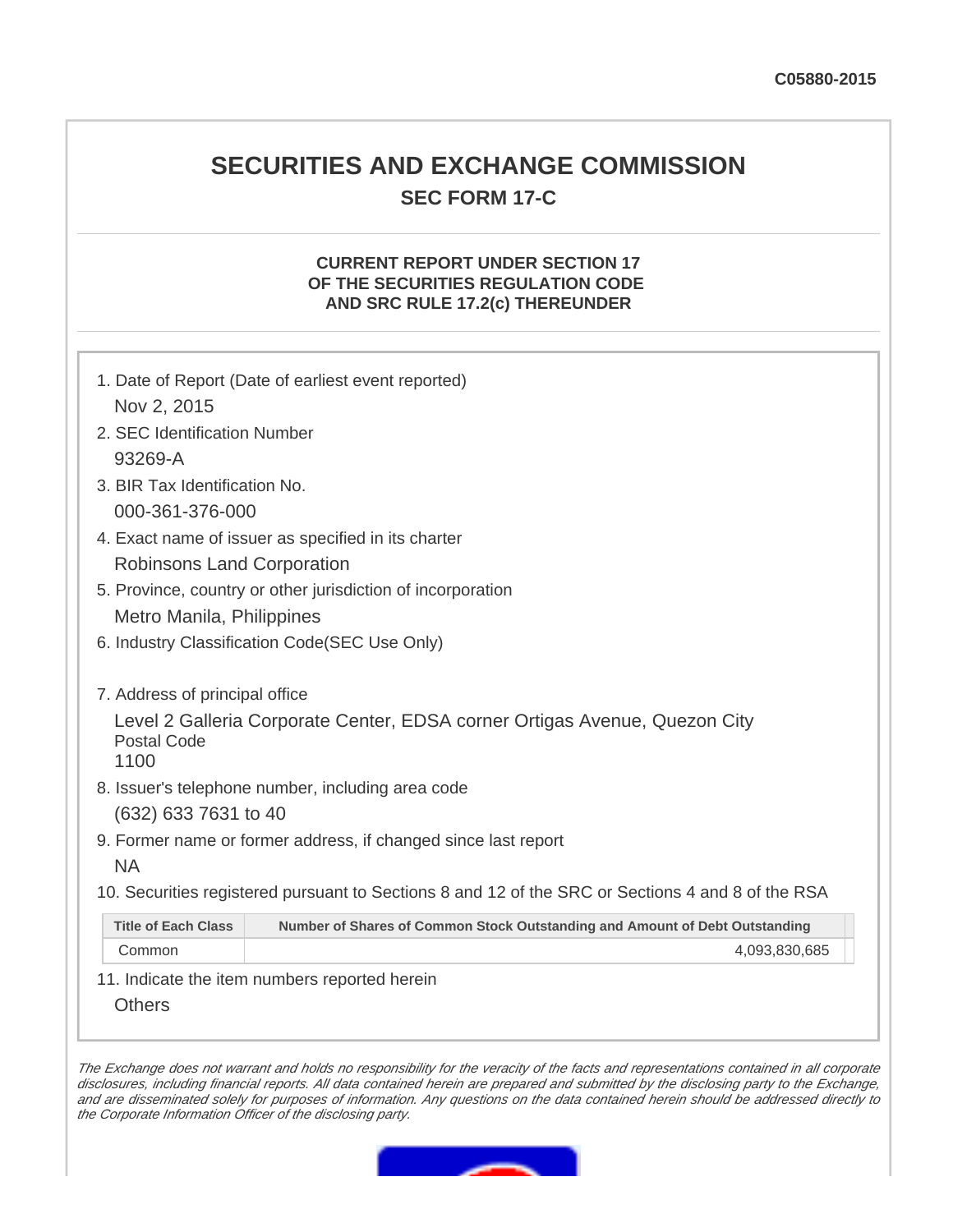C05880-2015

# SECURITIES AND EXCHANGE COMMISSION

## SEC FORM 17-C

### CURRENT REPORT UNDER SECTION 17 OF THE SECURITIES REGULATION CODE AND SRC RULE 17.2(c) THEREUNDER

1. Date of Report (Date of earliest event reported)
   Nov 2, 2015
2. SEC Identification Number
   93269-A
3. BIR Tax Identification No.
   000-361-376-000
4. Exact name of issuer as specified in its charter
   Robinsons Land Corporation
5. Province, country or other jurisdiction of incorporation
   Metro Manila, Philippines
6. Industry Classification Code(SEC Use Only)

7. Address of principal office
   Level 2 Galleria Corporate Center, EDSA corner Ortigas Avenue, Quezon City
   Postal Code
   1100
8. Issuer's telephone number, including area code
   (632) 633 7631 to 40
9. Former name or former address, if changed since last report
   NA
10. Securities registered pursuant to Sections 8 and 12 of the SRC or Sections 4 and 8 of the RSA

| Title of Each Class | Number of Shares of Common Stock Outstanding and Amount of Debt Outstanding |
|---|---|
| Common | 4,093,830,685 |

11. Indicate the item numbers reported herein
    Others

*The Exchange does not warrant and holds no responsibility for the veracity of the facts and representations contained in all corporate disclosures, including financial reports. All data contained herein are prepared and submitted by the disclosing party to the Exchange, and are disseminated solely for purposes of information. Any questions on the data contained herein should be addressed directly to the Corporate Information Officer of the disclosing party.*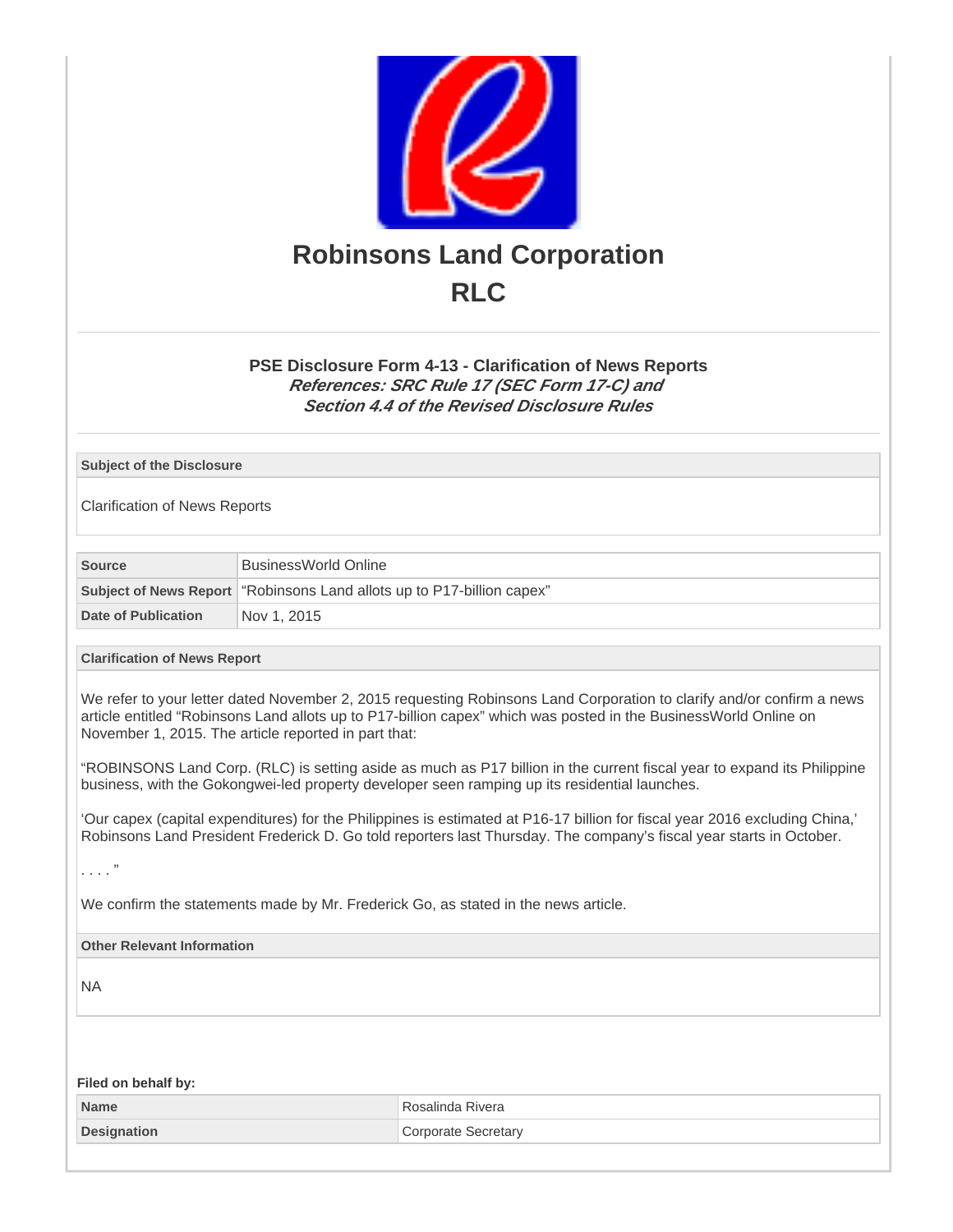# Robinsons Land Corporation

# RLC

### PSE Disclosure Form 4-13 - Clarification of News Reports

***References: SRC Rule 17 (SEC Form 17-C) and Section 4.4 of the Revised Disclosure Rules***

| Subject of the Disclosure |
|---|
| Clarification of News Reports |

| | |
|---|---|
| **Source** | BusinessWorld Online |
| **Subject of News Report** | "Robinsons Land allots up to P17-billion capex" |
| **Date of Publication** | Nov 1, 2015 |

**Clarification of News Report**

We refer to your letter dated November 2, 2015 requesting Robinsons Land Corporation to clarify and/or confirm a news article entitled "Robinsons Land allots up to P17-billion capex" which was posted in the BusinessWorld Online on November 1, 2015. The article reported in part that:

"ROBINSONS Land Corp. (RLC) is setting aside as much as P17 billion in the current fiscal year to expand its Philippine business, with the Gokongwei-led property developer seen ramping up its residential launches.

'Our capex (capital expenditures) for the Philippines is estimated at P16-17 billion for fiscal year 2016 excluding China,' Robinsons Land President Frederick D. Go told reporters last Thursday. The company's fiscal year starts in October.

. . . . "

We confirm the statements made by Mr. Frederick Go, as stated in the news article.

**Other Relevant Information**

NA

**Filed on behalf by:**

| | |
|---|---|
| **Name** | Rosalinda Rivera |
| **Designation** | Corporate Secretary |